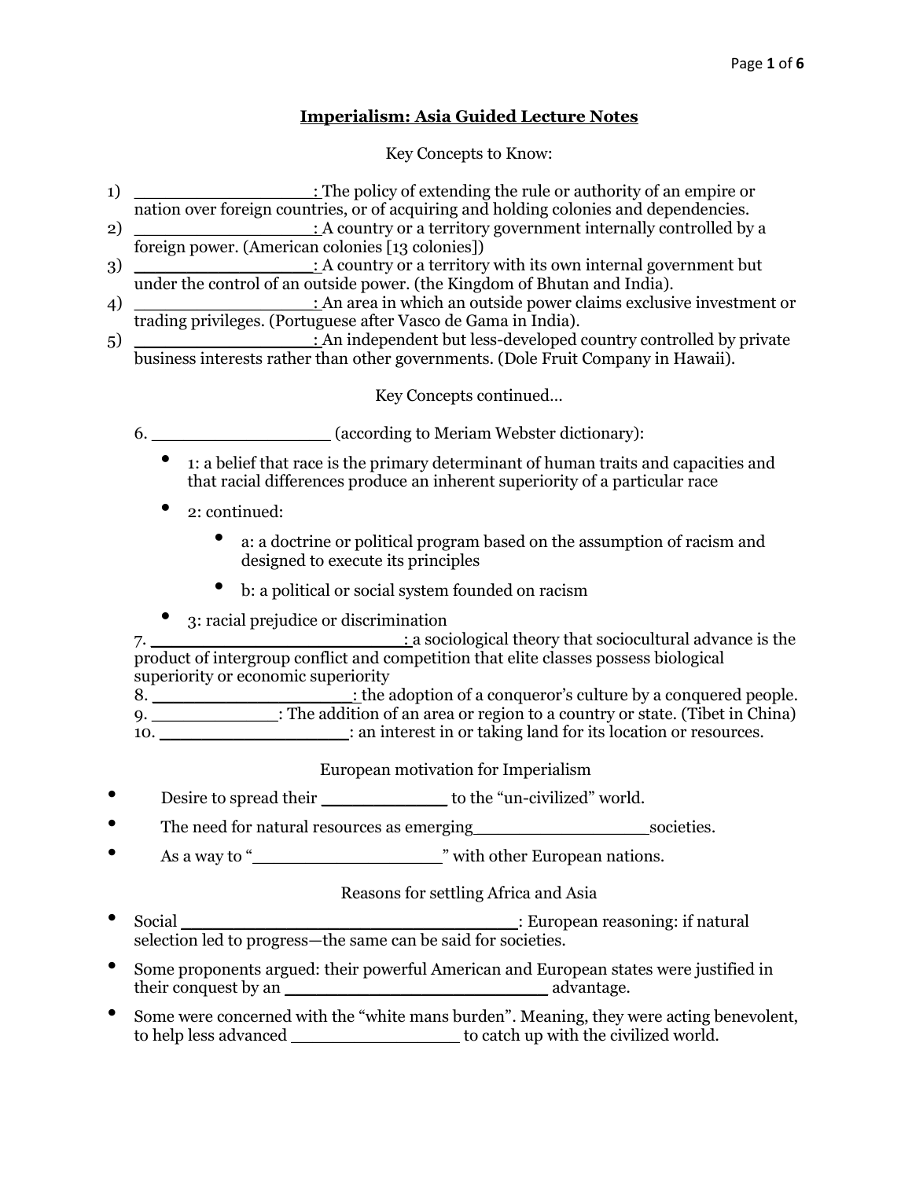# Imperialism: Asia Guided Lecture Notes

Key Concepts to Know:

1) ________________: The policy of extending the rule or authority of an empire or nation over foreign countries, or of acquiring and holding colonies and dependencies.
2) ________________: A country or a territory government internally controlled by a foreign power. (American colonies [13 colonies])
3) ________________: A country or a territory with its own internal government but under the control of an outside power. (the Kingdom of Bhutan and India).
4) ________________: An area in which an outside power claims exclusive investment or trading privileges. (Portuguese after Vasco de Gama in India).
5) ________________: An independent but less-developed country controlled by private business interests rather than other governments. (Dole Fruit Company in Hawaii).

Key Concepts continued…

6. ________________ (according to Meriam Webster dictionary):

- 1: a belief that race is the primary determinant of human traits and capacities and that racial differences produce an inherent superiority of a particular race
- 2: continued:
  - a: a doctrine or political program based on the assumption of racism and designed to execute its principles
  - b: a political or social system founded on racism
- 3: racial prejudice or discrimination

7. ________________________: a sociological theory that sociocultural advance is the product of intergroup conflict and competition that elite classes possess biological superiority or economic superiority
8. __________________: the adoption of a conqueror's culture by a conquered people.
9. ___________: The addition of an area or region to a country or state. (Tibet in China)
10. _________________: an interest in or taking land for its location or resources.

European motivation for Imperialism

- Desire to spread their ____________ to the "un-civilized" world.
- The need for natural resources as emerging________________societies.
- As a way to "_________________" with other European nations.

Reasons for settling Africa and Asia

- Social _______________________________: European reasoning: if natural selection led to progress—the same can be said for societies.
- Some proponents argued: their powerful American and European states were justified in their conquest by an ________________________ advantage.
- Some were concerned with the "white mans burden". Meaning, they were acting benevolent, to help less advanced _______________ to catch up with the civilized world.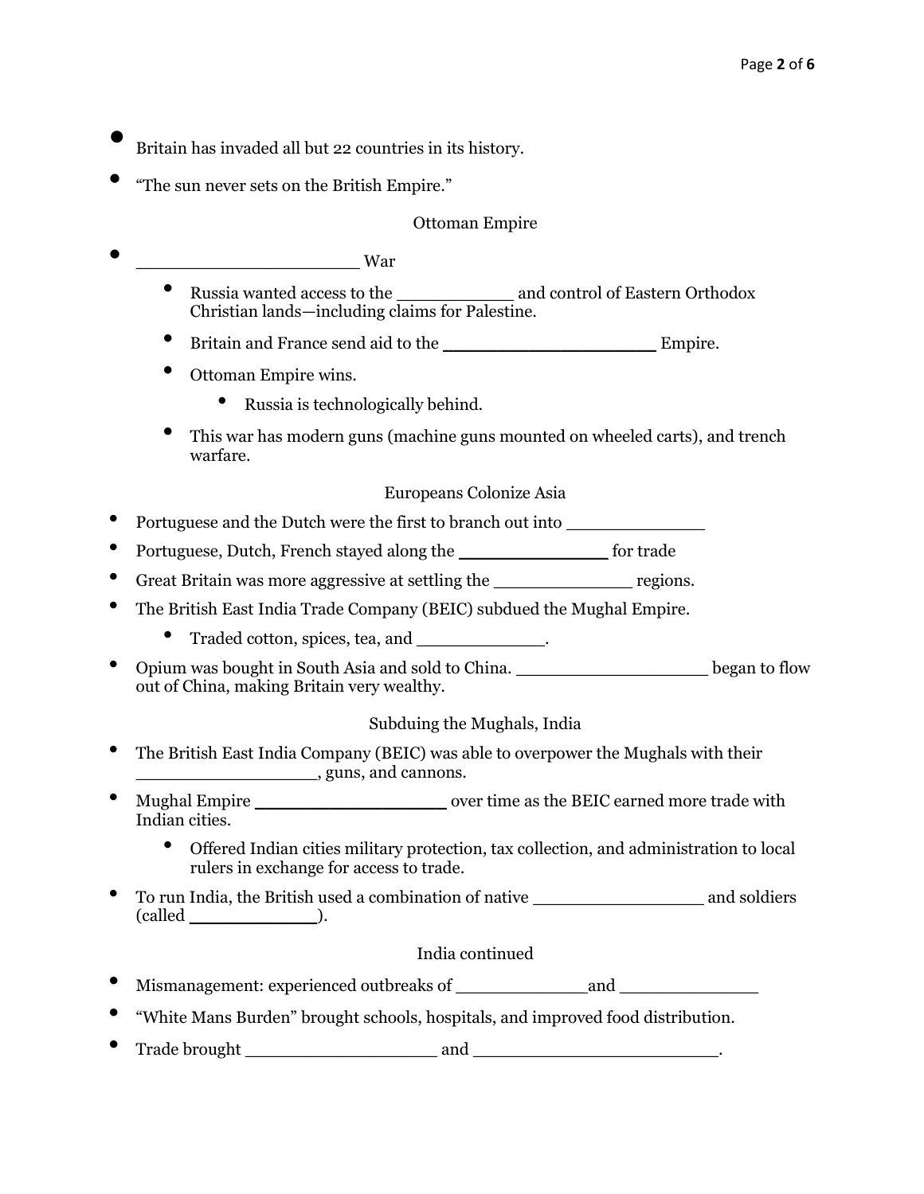- Britain has invaded all but 22 countries in its history.
- “The sun never sets on the British Empire.”

## Ottoman Empire

- ____________________ War
  - Russia wanted access to the __________ and control of Eastern Orthodox Christian lands—including claims for Palestine.
  - Britain and France send aid to the __________________ Empire.
  - Ottoman Empire wins.
    - Russia is technologically behind.
  - This war has modern guns (machine guns mounted on wheeled carts), and trench warfare.

## Europeans Colonize Asia

- Portuguese and the Dutch were the first to branch out into ____________
- Portuguese, Dutch, French stayed along the _____________ for trade
- Great Britain was more aggressive at settling the ____________ regions.
- The British East India Trade Company (BEIC) subdued the Mughal Empire.
  - Traded cotton, spices, tea, and ___________.
- Opium was bought in South Asia and sold to China. ________________ began to flow out of China, making Britain very wealthy.

## Subduing the Mughals, India

- The British East India Company (BEIC) was able to overpower the Mughals with their _______________, guns, and cannons.
- Mughal Empire ________________ over time as the BEIC earned more trade with Indian cities.
  - Offered Indian cities military protection, tax collection, and administration to local rulers in exchange for access to trade.
- To run India, the British used a combination of native _______________ and soldiers (called ___________).

## India continued

- Mismanagement: experienced outbreaks of ___________and ____________
- “White Mans Burden” brought schools, hospitals, and improved food distribution.
- Trade brought ________________ and ______________________.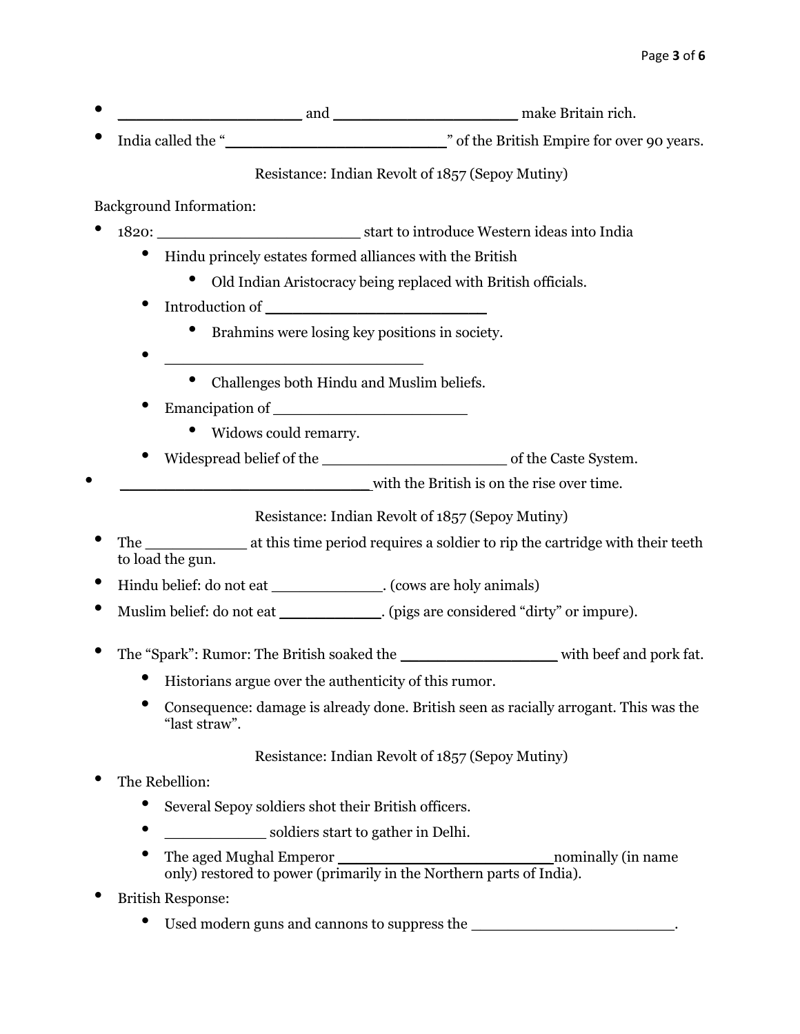- ____________________ and ____________________ make Britain rich.
- India called the "________________________" of the British Empire for over 90 years.

Resistance: Indian Revolt of 1857 (Sepoy Mutiny)

Background Information:

- 1820: ______________________ start to introduce Western ideas into India
  - Hindu princely estates formed alliances with the British
    - Old Indian Aristocracy being replaced with British officials.
  - Introduction of ________________________
    - Brahmins were losing key positions in society.
  - ____________________________
    - Challenges both Hindu and Muslim beliefs.
  - Emancipation of _____________________
    - Widows could remarry.
  - Widespread belief of the ____________________ of the Caste System.
- ___________________________with the British is on the rise over time.

Resistance: Indian Revolt of 1857 (Sepoy Mutiny)

- The ___________ at this time period requires a soldier to rip the cartridge with their teeth to load the gun.
- Hindu belief: do not eat ____________. (cows are holy animals)
- Muslim belief: do not eat ___________. (pigs are considered "dirty" or impure).

- The "Spark": Rumor: The British soaked the _________________ with beef and pork fat.
  - Historians argue over the authenticity of this rumor.
  - Consequence: damage is already done. British seen as racially arrogant. This was the "last straw".

Resistance: Indian Revolt of 1857 (Sepoy Mutiny)

- The Rebellion:
  - Several Sepoy soldiers shot their British officers.
  - ___________ soldiers start to gather in Delhi.
  - The aged Mughal Emperor _______________________nominally (in name only) restored to power (primarily in the Northern parts of India).
- British Response:
  - Used modern guns and cannons to suppress the ______________________.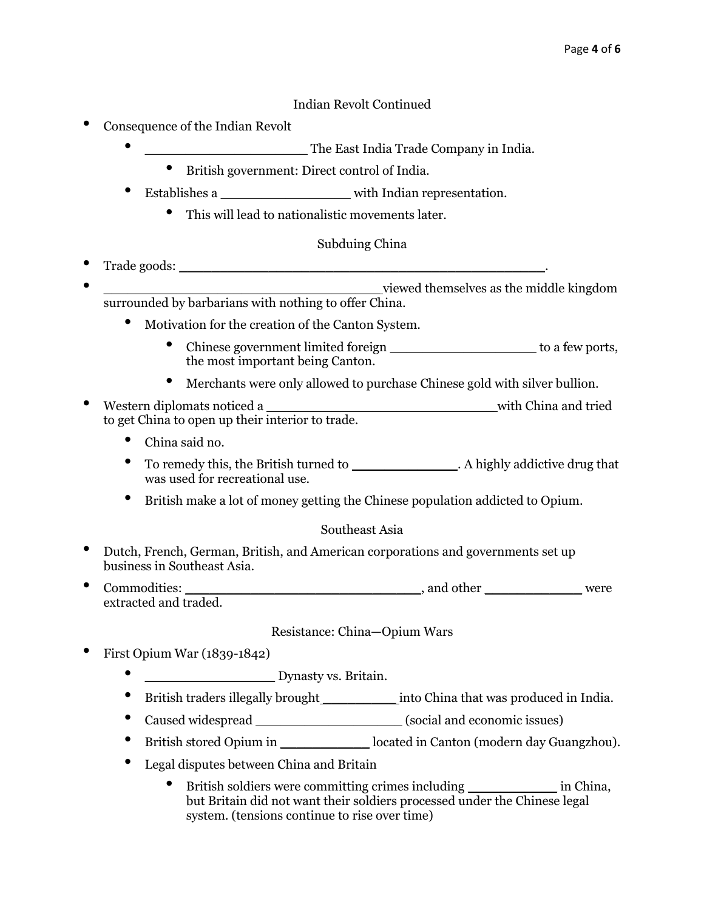## Indian Revolt Continued

- Consequence of the Indian Revolt
  - ____________________ The East India Trade Company in India.
    - British government: Direct control of India.
  - Establishes a ________________ with Indian representation.
    - This will lead to nationalistic movements later.

## Subduing China

- Trade goods: ______________________________________________.
- __________________________________viewed themselves as the middle kingdom surrounded by barbarians with nothing to offer China.
  - Motivation for the creation of the Canton System.
    - Chinese government limited foreign __________________ to a few ports, the most important being Canton.
    - Merchants were only allowed to purchase Chinese gold with silver bullion.
- Western diplomats noticed a _____________________________with China and tried to get China to open up their interior to trade.
  - China said no.
  - To remedy this, the British turned to _____________. A highly addictive drug that was used for recreational use.
  - British make a lot of money getting the Chinese population addicted to Opium.

## Southeast Asia

- Dutch, French, German, British, and American corporations and governments set up business in Southeast Asia.
- Commodities: ______________________________, and other ____________ were extracted and traded.

## Resistance: China—Opium Wars

- First Opium War (1839-1842)
  - ________________ Dynasty vs. Britain.
  - British traders illegally brought__________into China that was produced in India.
  - Caused widespread __________________ (social and economic issues)
  - British stored Opium in ___________ located in Canton (modern day Guangzhou).
  - Legal disputes between China and Britain
    - British soldiers were committing crimes including ___________ in China, but Britain did not want their soldiers processed under the Chinese legal system. (tensions continue to rise over time)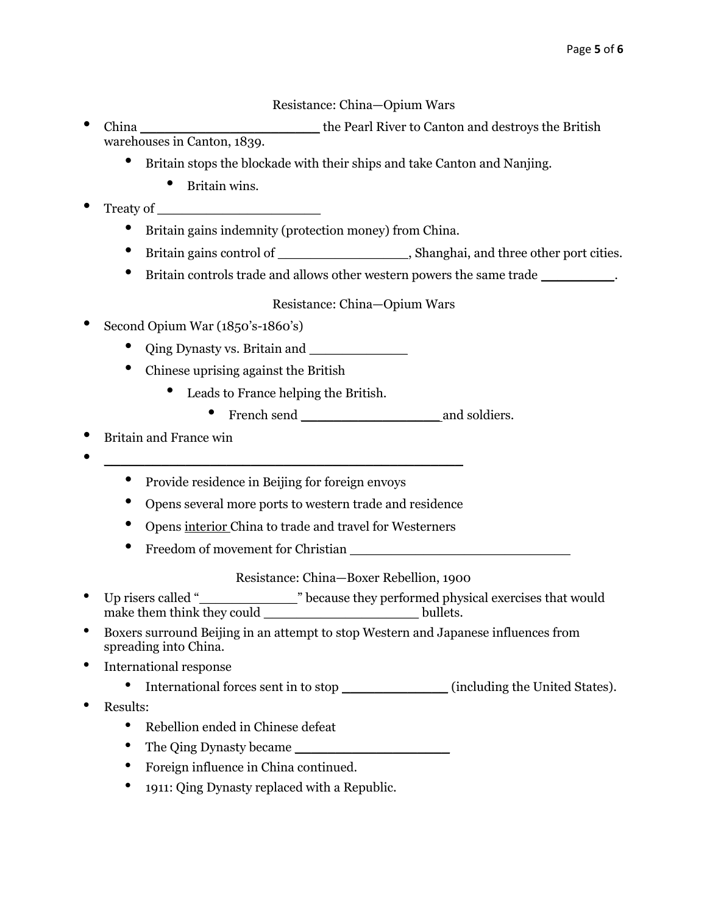## Resistance: China—Opium Wars

- China ______________________ the Pearl River to Canton and destroys the British warehouses in Canton, 1839.
  - Britain stops the blockade with their ships and take Canton and Nanjing.
    - Britain wins.
- Treaty of ____________________
  - Britain gains indemnity (protection money) from China.
  - Britain gains control of ________________, Shanghai, and three other port cities.
  - Britain controls trade and allows other western powers the same trade _________.

## Resistance: China—Opium Wars

- Second Opium War (1850's-1860's)
  - Qing Dynasty vs. Britain and ____________
  - Chinese uprising against the British
    - Leads to France helping the British.
      - French send _________________ and soldiers.
- Britain and France win
- ____________________________________________
  - Provide residence in Beijing for foreign envoys
  - Opens several more ports to western trade and residence
  - Opens <u>interior</u> China to trade and travel for Westerners
  - Freedom of movement for Christian ___________________________

## Resistance: China—Boxer Rebellion, 1900

- Up risers called "____________" because they performed physical exercises that would make them think they could ___________________ bullets.
- Boxers surround Beijing in an attempt to stop Western and Japanese influences from spreading into China.
- International response
  - International forces sent in to stop _____________ (including the United States).
- Results:
  - Rebellion ended in Chinese defeat
  - The Qing Dynasty became ___________________
  - Foreign influence in China continued.
  - 1911: Qing Dynasty replaced with a Republic.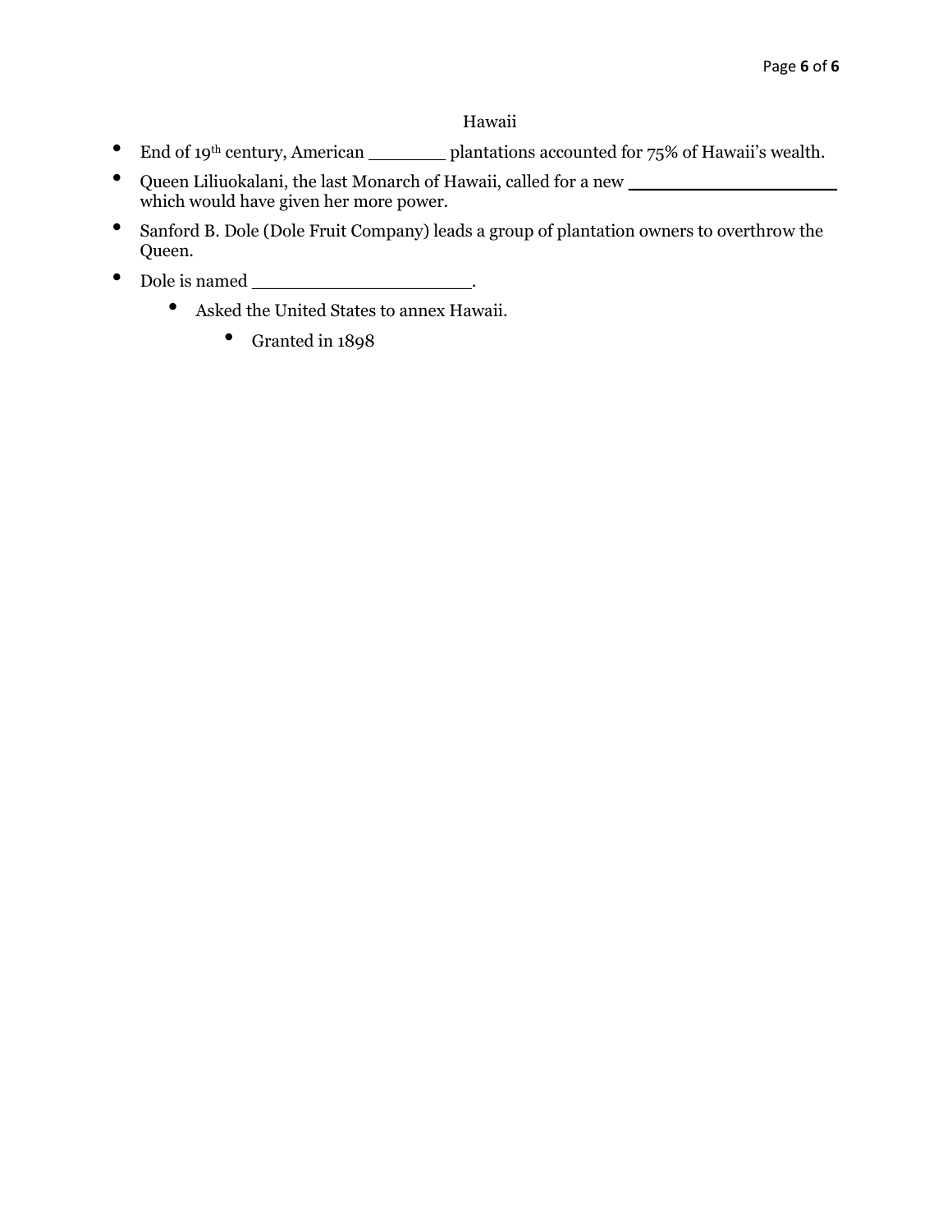# Hawaii

- End of 19th century, American _______ plantations accounted for 75% of Hawaii's wealth.
- Queen Liliuokalani, the last Monarch of Hawaii, called for a new ___________________ which would have given her more power.
- Sanford B. Dole (Dole Fruit Company) leads a group of plantation owners to overthrow the Queen.
- Dole is named ___________________.
  - Asked the United States to annex Hawaii.
    - Granted in 1898